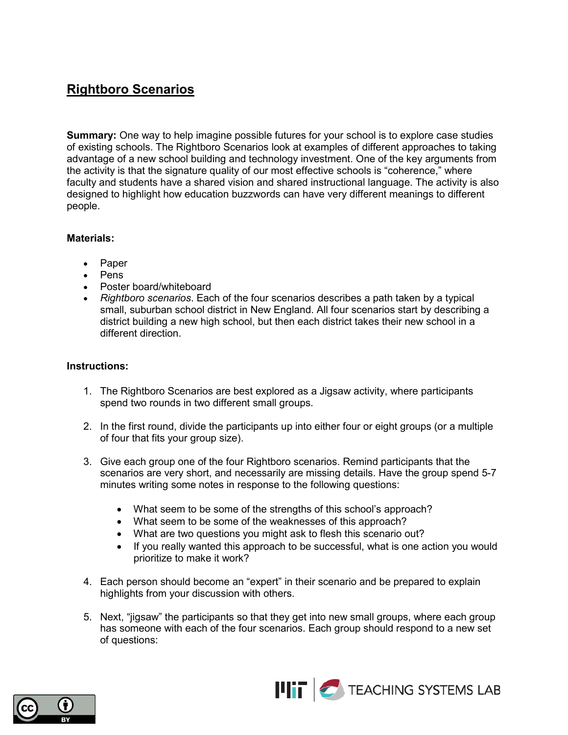# Rightboro Scenarios

**Summary:** One way to help imagine possible futures for your school is to explore case studies of existing schools. The Rightboro Scenarios look at examples of different approaches to taking advantage of a new school building and technology investment. One of the key arguments from the activity is that the signature quality of our most effective schools is "coherence," where faculty and students have a shared vision and shared instructional language. The activity is also designed to highlight how education buzzwords can have very different meanings to different people.

**Materials:**

- Paper
- Pens
- Poster board/whiteboard
- *Rightboro scenarios*. Each of the four scenarios describes a path taken by a typical small, suburban school district in New England. All four scenarios start by describing a district building a new high school, but then each district takes their new school in a different direction.

**Instructions:**

1. The Rightboro Scenarios are best explored as a Jigsaw activity, where participants spend two rounds in two different small groups.

2. In the first round, divide the participants up into either four or eight groups (or a multiple of four that fits your group size).

3. Give each group one of the four Rightboro scenarios. Remind participants that the scenarios are very short, and necessarily are missing details. Have the group spend 5-7 minutes writing some notes in response to the following questions:

    - What seem to be some of the strengths of this school's approach?
    - What seem to be some of the weaknesses of this approach?
    - What are two questions you might ask to flesh this scenario out?
    - If you really wanted this approach to be successful, what is one action you would prioritize to make it work?

4. Each person should become an "expert" in their scenario and be prepared to explain highlights from your discussion with others.

5. Next, "jigsaw" the participants so that they get into new small groups, where each group has someone with each of the four scenarios. Each group should respond to a new set of questions: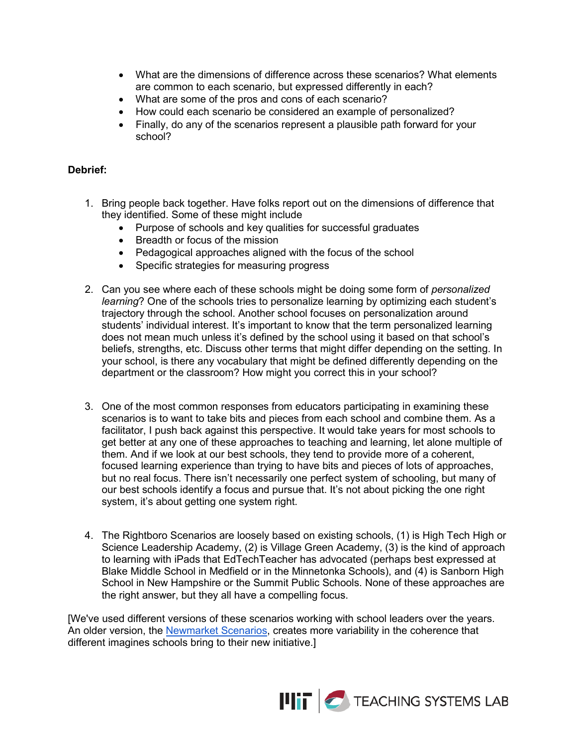- What are the dimensions of difference across these scenarios? What elements are common to each scenario, but expressed differently in each?
- What are some of the pros and cons of each scenario?
- How could each scenario be considered an example of personalized?
- Finally, do any of the scenarios represent a plausible path forward for your school?

**Debrief:**

1. Bring people back together. Have folks report out on the dimensions of difference that they identified. Some of these might include
   - Purpose of schools and key qualities for successful graduates
   - Breadth or focus of the mission
   - Pedagogical approaches aligned with the focus of the school
   - Specific strategies for measuring progress

2. Can you see where each of these schools might be doing some form of *personalized learning*? One of the schools tries to personalize learning by optimizing each student's trajectory through the school. Another school focuses on personalization around students' individual interest. It's important to know that the term personalized learning does not mean much unless it's defined by the school using it based on that school's beliefs, strengths, etc. Discuss other terms that might differ depending on the setting. In your school, is there any vocabulary that might be defined differently depending on the department or the classroom? How might you correct this in your school?

3. One of the most common responses from educators participating in examining these scenarios is to want to take bits and pieces from each school and combine them. As a facilitator, I push back against this perspective. It would take years for most schools to get better at any one of these approaches to teaching and learning, let alone multiple of them. And if we look at our best schools, they tend to provide more of a coherent, focused learning experience than trying to have bits and pieces of lots of approaches, but no real focus. There isn't necessarily one perfect system of schooling, but many of our best schools identify a focus and pursue that. It's not about picking the one right system, it's about getting one system right.

4. The Rightboro Scenarios are loosely based on existing schools, (1) is High Tech High or Science Leadership Academy, (2) is Village Green Academy, (3) is the kind of approach to learning with iPads that EdTechTeacher has advocated (perhaps best expressed at Blake Middle School in Medfield or in the Minnetonka Schools), and (4) is Sanborn High School in New Hampshire or the Summit Public Schools. None of these approaches are the right answer, but they all have a compelling focus.

[We've used different versions of these scenarios working with school leaders over the years. An older version, the Newmarket Scenarios, creates more variability in the coherence that different imagines schools bring to their new initiative.]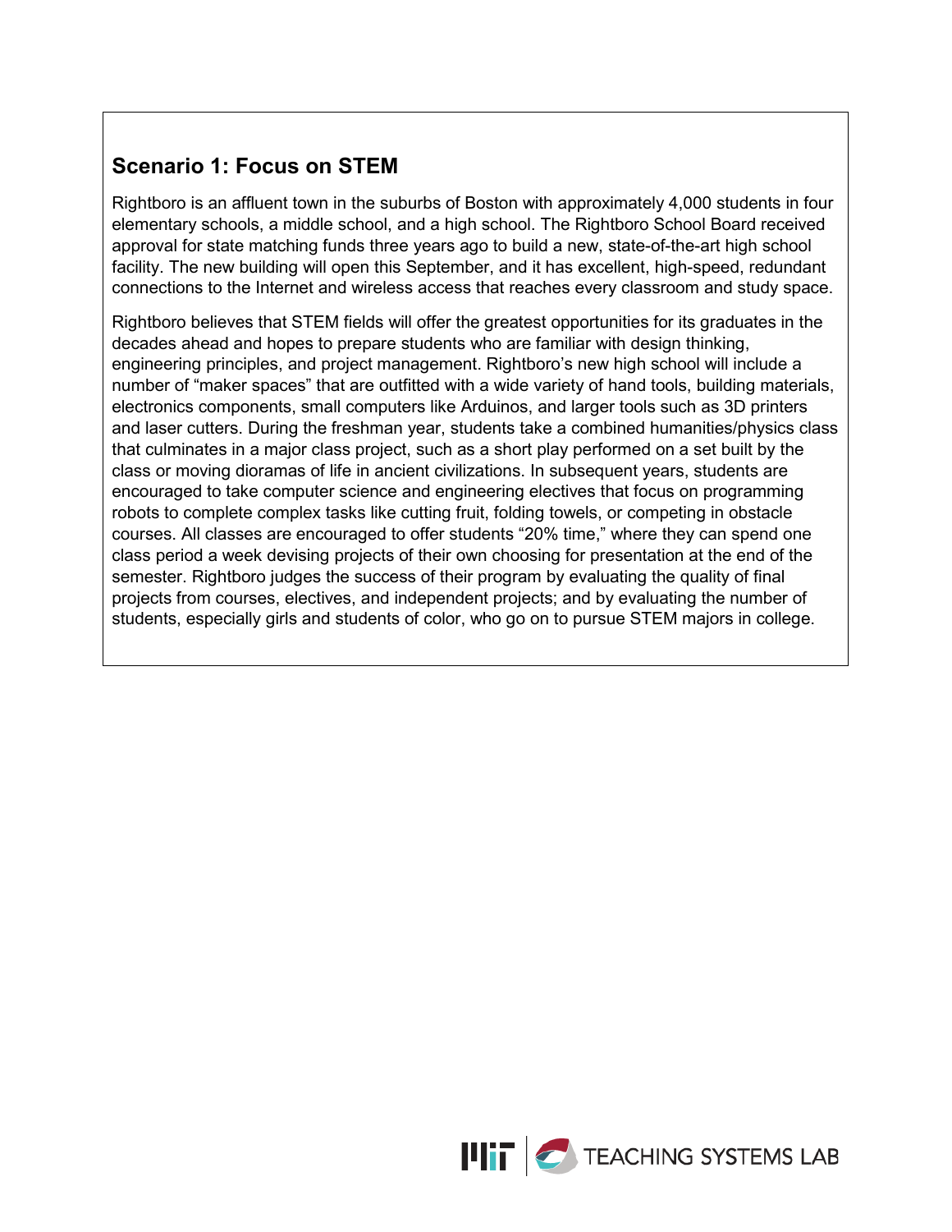## Scenario 1: Focus on STEM

Rightboro is an affluent town in the suburbs of Boston with approximately 4,000 students in four elementary schools, a middle school, and a high school. The Rightboro School Board received approval for state matching funds three years ago to build a new, state-of-the-art high school facility. The new building will open this September, and it has excellent, high-speed, redundant connections to the Internet and wireless access that reaches every classroom and study space.

Rightboro believes that STEM fields will offer the greatest opportunities for its graduates in the decades ahead and hopes to prepare students who are familiar with design thinking, engineering principles, and project management. Rightboro's new high school will include a number of "maker spaces" that are outfitted with a wide variety of hand tools, building materials, electronics components, small computers like Arduinos, and larger tools such as 3D printers and laser cutters. During the freshman year, students take a combined humanities/physics class that culminates in a major class project, such as a short play performed on a set built by the class or moving dioramas of life in ancient civilizations. In subsequent years, students are encouraged to take computer science and engineering electives that focus on programming robots to complete complex tasks like cutting fruit, folding towels, or competing in obstacle courses. All classes are encouraged to offer students "20% time," where they can spend one class period a week devising projects of their own choosing for presentation at the end of the semester. Rightboro judges the success of their program by evaluating the quality of final projects from courses, electives, and independent projects; and by evaluating the number of students, especially girls and students of color, who go on to pursue STEM majors in college.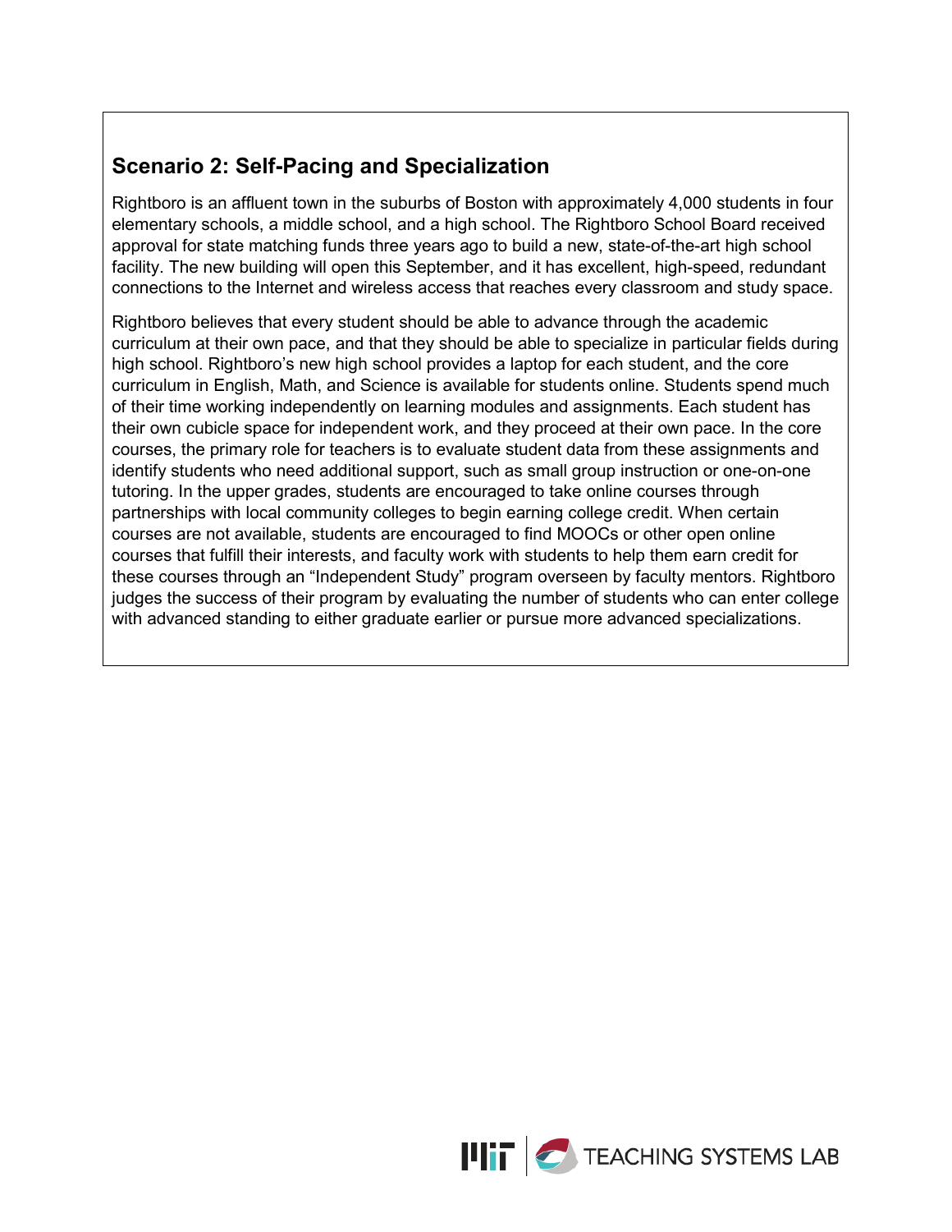## Scenario 2: Self-Pacing and Specialization

Rightboro is an affluent town in the suburbs of Boston with approximately 4,000 students in four elementary schools, a middle school, and a high school. The Rightboro School Board received approval for state matching funds three years ago to build a new, state-of-the-art high school facility. The new building will open this September, and it has excellent, high-speed, redundant connections to the Internet and wireless access that reaches every classroom and study space.

Rightboro believes that every student should be able to advance through the academic curriculum at their own pace, and that they should be able to specialize in particular fields during high school. Rightboro's new high school provides a laptop for each student, and the core curriculum in English, Math, and Science is available for students online. Students spend much of their time working independently on learning modules and assignments. Each student has their own cubicle space for independent work, and they proceed at their own pace. In the core courses, the primary role for teachers is to evaluate student data from these assignments and identify students who need additional support, such as small group instruction or one-on-one tutoring. In the upper grades, students are encouraged to take online courses through partnerships with local community colleges to begin earning college credit. When certain courses are not available, students are encouraged to find MOOCs or other open online courses that fulfill their interests, and faculty work with students to help them earn credit for these courses through an "Independent Study" program overseen by faculty mentors. Rightboro judges the success of their program by evaluating the number of students who can enter college with advanced standing to either graduate earlier or pursue more advanced specializations.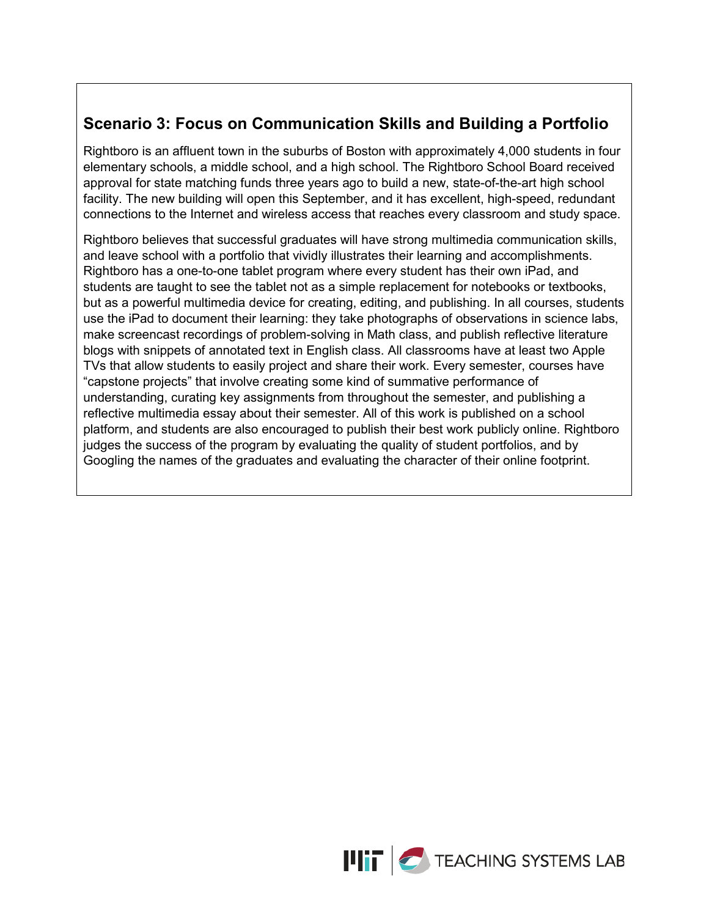## Scenario 3: Focus on Communication Skills and Building a Portfolio

Rightboro is an affluent town in the suburbs of Boston with approximately 4,000 students in four elementary schools, a middle school, and a high school. The Rightboro School Board received approval for state matching funds three years ago to build a new, state-of-the-art high school facility. The new building will open this September, and it has excellent, high-speed, redundant connections to the Internet and wireless access that reaches every classroom and study space.

Rightboro believes that successful graduates will have strong multimedia communication skills, and leave school with a portfolio that vividly illustrates their learning and accomplishments. Rightboro has a one-to-one tablet program where every student has their own iPad, and students are taught to see the tablet not as a simple replacement for notebooks or textbooks, but as a powerful multimedia device for creating, editing, and publishing. In all courses, students use the iPad to document their learning: they take photographs of observations in science labs, make screencast recordings of problem-solving in Math class, and publish reflective literature blogs with snippets of annotated text in English class. All classrooms have at least two Apple TVs that allow students to easily project and share their work. Every semester, courses have "capstone projects" that involve creating some kind of summative performance of understanding, curating key assignments from throughout the semester, and publishing a reflective multimedia essay about their semester. All of this work is published on a school platform, and students are also encouraged to publish their best work publicly online. Rightboro judges the success of the program by evaluating the quality of student portfolios, and by Googling the names of the graduates and evaluating the character of their online footprint.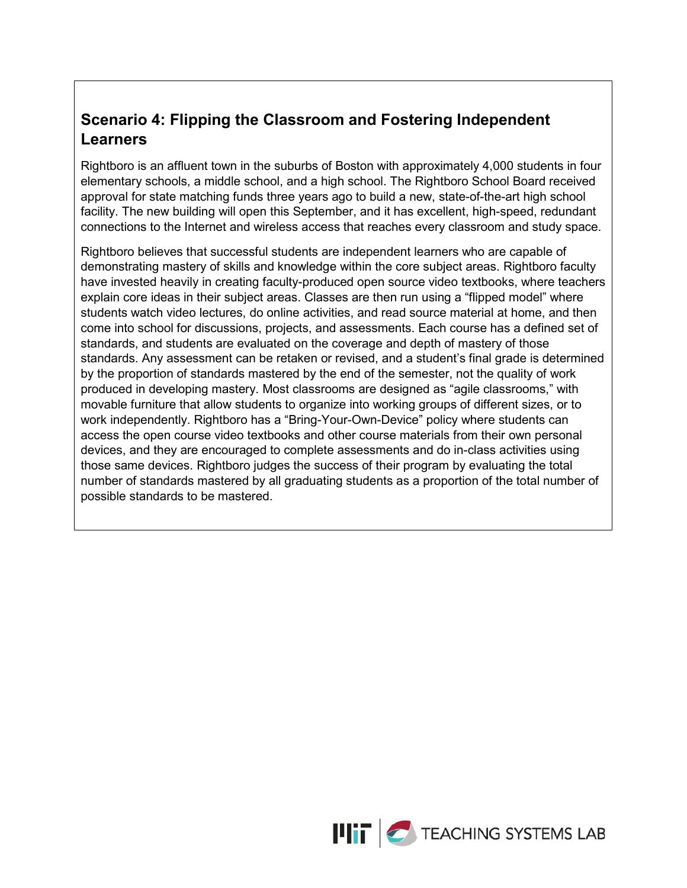## Scenario 4: Flipping the Classroom and Fostering Independent Learners

Rightboro is an affluent town in the suburbs of Boston with approximately 4,000 students in four elementary schools, a middle school, and a high school. The Rightboro School Board received approval for state matching funds three years ago to build a new, state-of-the-art high school facility. The new building will open this September, and it has excellent, high-speed, redundant connections to the Internet and wireless access that reaches every classroom and study space.

Rightboro believes that successful students are independent learners who are capable of demonstrating mastery of skills and knowledge within the core subject areas. Rightboro faculty have invested heavily in creating faculty-produced open source video textbooks, where teachers explain core ideas in their subject areas. Classes are then run using a "flipped model" where students watch video lectures, do online activities, and read source material at home, and then come into school for discussions, projects, and assessments. Each course has a defined set of standards, and students are evaluated on the coverage and depth of mastery of those standards. Any assessment can be retaken or revised, and a student's final grade is determined by the proportion of standards mastered by the end of the semester, not the quality of work produced in developing mastery. Most classrooms are designed as "agile classrooms," with movable furniture that allow students to organize into working groups of different sizes, or to work independently. Rightboro has a "Bring-Your-Own-Device" policy where students can access the open course video textbooks and other course materials from their own personal devices, and they are encouraged to complete assessments and do in-class activities using those same devices. Rightboro judges the success of their program by evaluating the total number of standards mastered by all graduating students as a proportion of the total number of possible standards to be mastered.